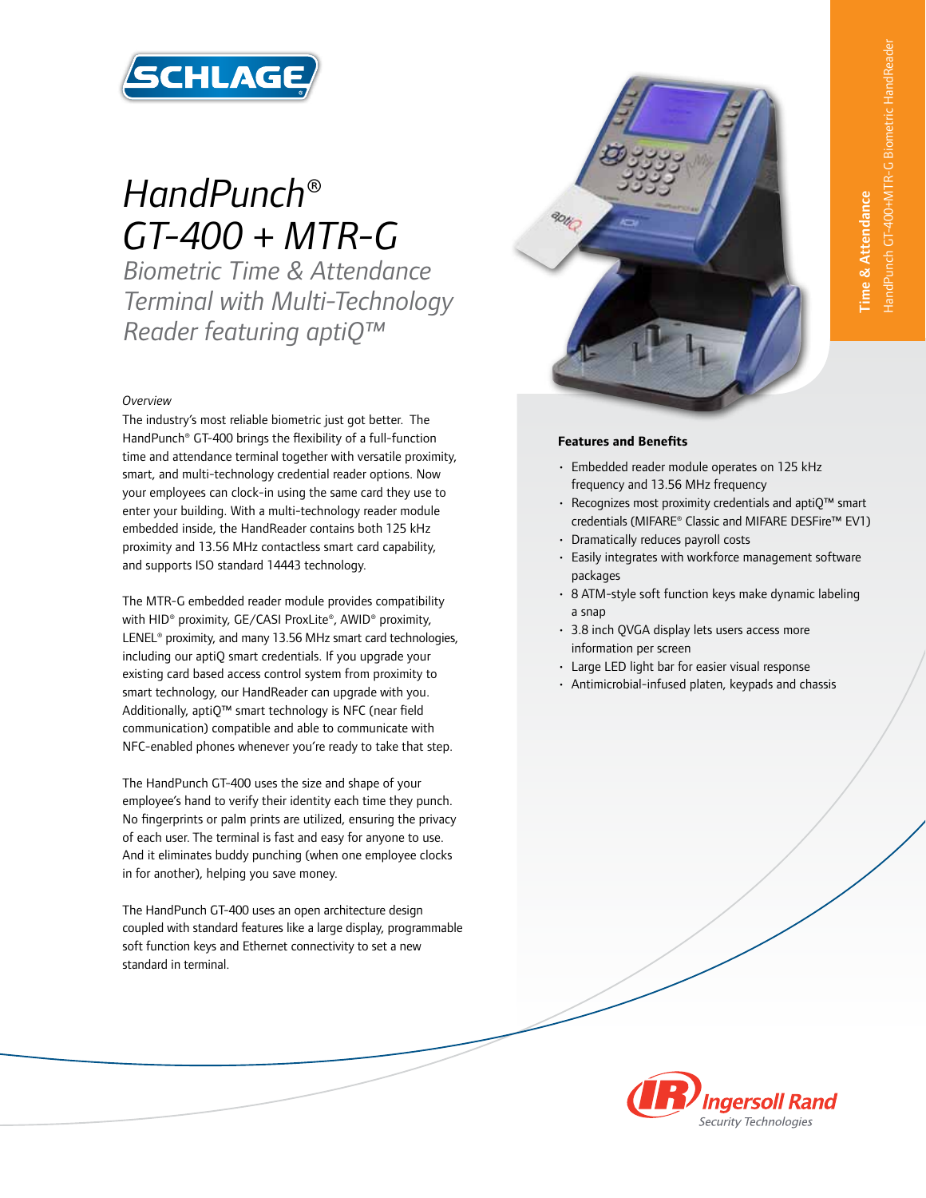# HandPunch® GT-400 + MTR-G

## *Biometric Time & Attendance Terminal with Multi-Technology Reader featuring aptiQ™*

*Overview*

The industry's most reliable biometric just got better. The HandPunch® GT-400 brings the flexibility of a full-function time and attendance terminal together with versatile proximity, smart, and multi-technology credential reader options. Now your employees can clock-in using the same card they use to enter your building. With a multi-technology reader module embedded inside, the HandReader contains both 125 kHz proximity and 13.56 MHz contactless smart card capability, and supports ISO standard 14443 technology.

The MTR-G embedded reader module provides compatibility with HID® proximity, GE/CASI ProxLite®, AWID® proximity, LENEL® proximity, and many 13.56 MHz smart card technologies, including our aptiQ smart credentials. If you upgrade your existing card based access control system from proximity to smart technology, our HandReader can upgrade with you. Additionally, aptiQ™ smart technology is NFC (near field communication) compatible and able to communicate with NFC-enabled phones whenever you're ready to take that step.

The HandPunch GT-400 uses the size and shape of your employee's hand to verify their identity each time they punch. No fingerprints or palm prints are utilized, ensuring the privacy of each user. The terminal is fast and easy for anyone to use. And it eliminates buddy punching (when one employee clocks in for another), helping you save money.

The HandPunch GT-400 uses an open architecture design coupled with standard features like a large display, programmable soft function keys and Ethernet connectivity to set a new standard in terminal.

**Features and Benefits**

- Embedded reader module operates on 125 kHz frequency and 13.56 MHz frequency
- Recognizes most proximity credentials and aptiQ™ smart credentials (MIFARE® Classic and MIFARE DESFire™ EV1)
- Dramatically reduces payroll costs
- Easily integrates with workforce management software packages
- 8 ATM-style soft function keys make dynamic labeling a snap
- 3.8 inch QVGA display lets users access more information per screen
- Large LED light bar for easier visual response
- Antimicrobial-infused platen, keypads and chassis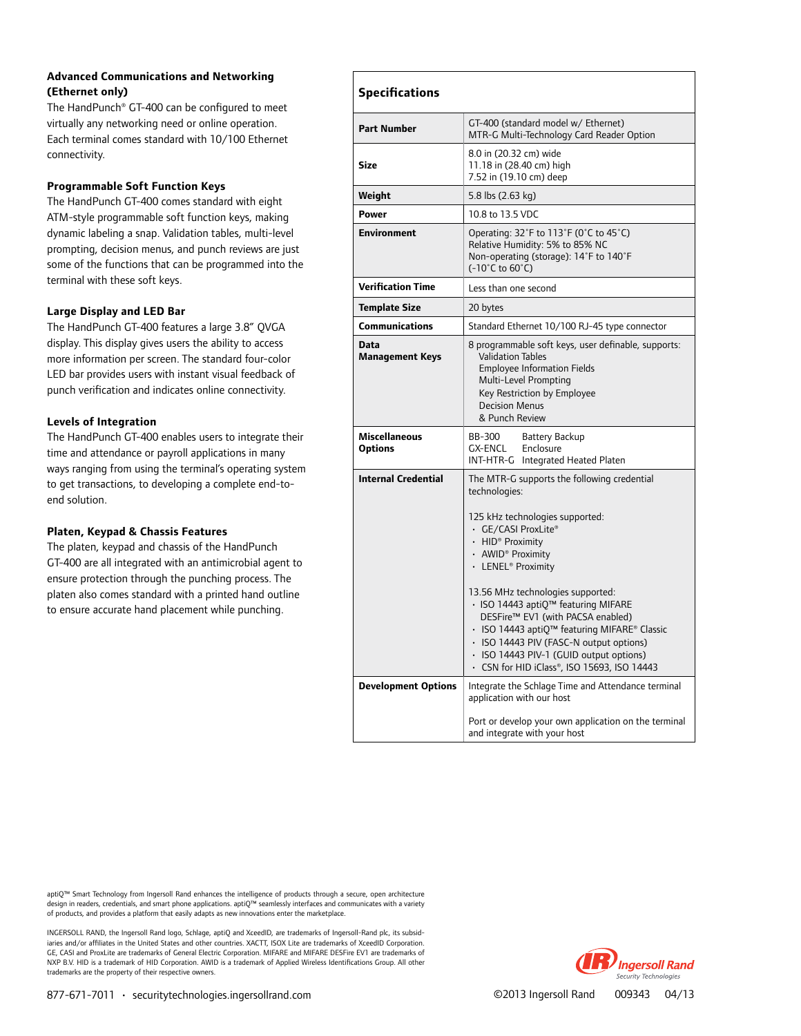### Advanced Communications and Networking (Ethernet only)

The HandPunch® GT-400 can be configured to meet virtually any networking need or online operation. Each terminal comes standard with 10/100 Ethernet connectivity.

### Programmable Soft Function Keys

The HandPunch GT-400 comes standard with eight ATM-style programmable soft function keys, making dynamic labeling a snap. Validation tables, multi-level prompting, decision menus, and punch reviews are just some of the functions that can be programmed into the terminal with these soft keys.

### Large Display and LED Bar

The HandPunch GT-400 features a large 3.8" QVGA display. This display gives users the ability to access more information per screen. The standard four-color LED bar provides users with instant visual feedback of punch verification and indicates online connectivity.

### Levels of Integration

The HandPunch GT-400 enables users to integrate their time and attendance or payroll applications in many ways ranging from using the terminal's operating system to get transactions, to developing a complete end-to-end solution.

### Platen, Keypad & Chassis Features

The platen, keypad and chassis of the HandPunch GT-400 are all integrated with an antimicrobial agent to ensure protection through the punching process. The platen also comes standard with a printed hand outline to ensure accurate hand placement while punching.

## Specifications

| | |
|---|---|
| **Part Number** | GT-400 (standard model w/ Ethernet)<br>MTR-G Multi-Technology Card Reader Option |
| **Size** | 8.0 in (20.32 cm) wide<br>11.18 in (28.40 cm) high<br>7.52 in (19.10 cm) deep |
| **Weight** | 5.8 lbs (2.63 kg) |
| **Power** | 10.8 to 13.5 VDC |
| **Environment** | Operating: 32˚F to 113˚F (0˚C to 45˚C)<br>Relative Humidity: 5% to 85% NC<br>Non-operating (storage): 14˚F to 140˚F (-10˚C to 60˚C) |
| **Verification Time** | Less than one second |
| **Template Size** | 20 bytes |
| **Communications** | Standard Ethernet 10/100 RJ-45 type connector |
| **Data Management Keys** | 8 programmable soft keys, user definable, supports:<br>Validation Tables<br>Employee Information Fields<br>Multi-Level Prompting<br>Key Restriction by Employee<br>Decision Menus<br>& Punch Review |
| **Miscellaneous Options** | BB-300 Battery Backup<br>GX-ENCL Enclosure<br>INT-HTR-G Integrated Heated Platen |
| **Internal Credential** | The MTR-G supports the following credential technologies:<br><br>125 kHz technologies supported:<br>· GE/CASI ProxLite®<br>· HID® Proximity<br>· AWID® Proximity<br>· LENEL® Proximity<br><br>13.56 MHz technologies supported:<br>· ISO 14443 aptiQ™ featuring MIFARE DESFire™ EV1 (with PACSA enabled)<br>· ISO 14443 aptiQ™ featuring MIFARE® Classic<br>· ISO 14443 PIV (FASC-N output options)<br>· ISO 14443 PIV-1 (GUID output options)<br>· CSN for HID iClass®, ISO 15693, ISO 14443 |
| **Development Options** | Integrate the Schlage Time and Attendance terminal application with our host<br><br>Port or develop your own application on the terminal and integrate with your host |

aptiQ™ Smart Technology from Ingersoll Rand enhances the intelligence of products through a secure, open architecture design in readers, credentials, and smart phone applications. aptiQ™ seamlessly interfaces and communicates with a variety of products, and provides a platform that easily adapts as new innovations enter the marketplace.

INGERSOLL RAND, the Ingersoll Rand logo, Schlage, aptiQ and XceedID, are trademarks of Ingersoll-Rand plc, its subsidiaries and/or affiliates in the United States and other countries. XACTT, ISOX Lite are trademarks of XceedID Corporation. GE, CASI and ProxLite are trademarks of General Electric Corporation. MIFARE and MIFARE DESFire EV1 are trademarks of NXP B.V. HID is a trademark of HID Corporation. AWID is a trademark of Applied Wireless Identifications Group. All other trademarks are the property of their respective owners.

Ingersoll Rand Security Technologies

877-671-7011 · securitytechnologies.ingersollrand.com

©2013 Ingersoll Rand 009343 04/13